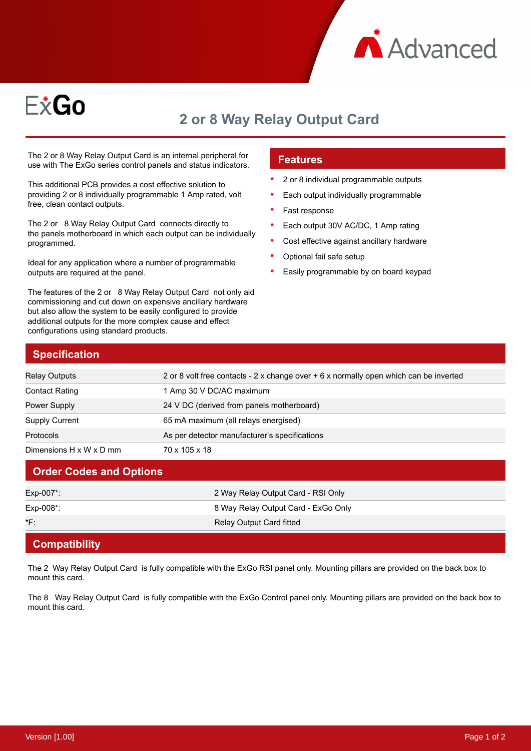ExGo

# 2 or 8 Way Relay Output Card

The 2 or 8 Way Relay Output Card is an internal peripheral for use with The ExGo series control panels and status indicators.

This additional PCB provides a cost effective solution to providing 2 or 8 individually programmable 1 Amp rated, volt free, clean contact outputs.

The 2 or 8 Way Relay Output Card connects directly to the panels motherboard in which each output can be individually programmed.

Ideal for any application where a number of programmable outputs are required at the panel.

The features of the 2 or 8 Way Relay Output Card not only aid commissioning and cut down on expensive ancillary hardware but also allow the system to be easily configured to provide additional outputs for the more complex cause and effect configurations using standard products.

## Features

- 2 or 8 individual programmable outputs
- Each output individually programmable
- Fast response
- Each output 30V AC/DC, 1 Amp rating
- Cost effective against ancillary hardware
- Optional fail safe setup
- Easily programmable by on board keypad

## Specification

| | |
|---|---|
| Relay Outputs | 2 or 8 volt free contacts - 2 x change over + 6 x normally open which can be inverted |
| Contact Rating | 1 Amp 30 V DC/AC maximum |
| Power Supply | 24 V DC (derived from panels motherboard) |
| Supply Current | 65 mA maximum (all relays energised) |
| Protocols | As per detector manufacturer's specifications |
| Dimensions H x W x D mm | 70 x 105 x 18 |

## Order Codes and Options

| | |
|---|---|
| Exp-007*: | 2 Way Relay Output Card - RSI Only |
| Exp-008*: | 8 Way Relay Output Card - ExGo Only |
| *F: | Relay Output Card fitted |

## Compatibility

The 2 Way Relay Output Card is fully compatible with the ExGo RSI panel only. Mounting pillars are provided on the back box to mount this card.

The 8 Way Relay Output Card is fully compatible with the ExGo Control panel only. Mounting pillars are provided on the back box to mount this card.

Version [1.00]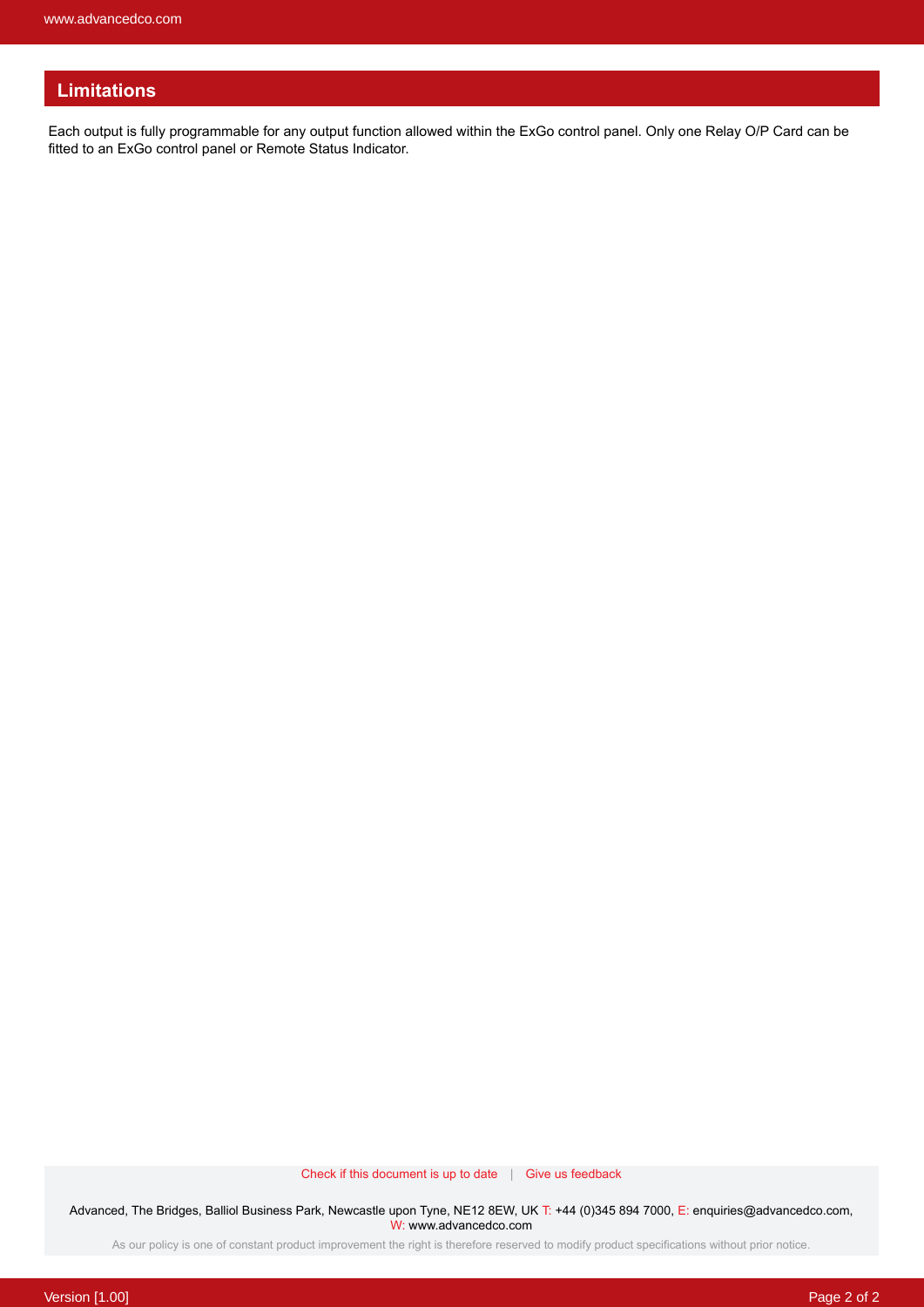## Limitations

Each output is fully programmable for any output function allowed within the ExGo control panel. Only one Relay O/P Card can be fitted to an ExGo control panel or Remote Status Indicator.

Check if this document is up to date | Give us feedback

Advanced, The Bridges, Balliol Business Park, Newcastle upon Tyne, NE12 8EW, UK T: +44 (0)345 894 7000, E: enquiries@advancedco.com, W: www.advancedco.com

As our policy is one of constant product improvement the right is therefore reserved to modify product specifications without prior notice.

Version [1.00]